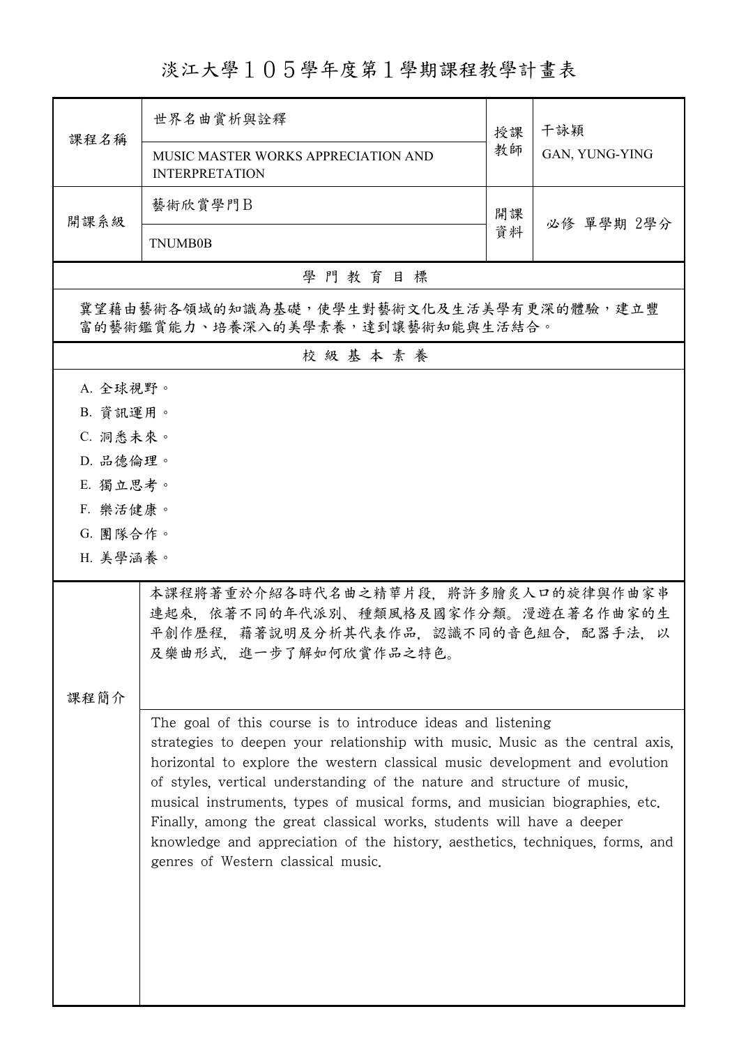# 淡江大學１０５學年度第１學期課程教學計畫表

| 課程名稱 | 世界名曲賞析與詮釋 | 授課教師 | 干詠穎 |
| --- | --- | --- | --- |
| | MUSIC MASTER WORKS APPRECIATION AND INTERPRETATION | | GAN, YUNG-YING |
| 開課系級 | 藝術欣賞學門Ｂ | 開課資料 | 必修 單學期 2學分 |
| | TNUMB0B | | |

## 學 門 教 育 目 標

冀望藉由藝術各領域的知識為基礎，使學生對藝術文化及生活美學有更深的體驗，建立豐富的藝術鑑賞能力、培養深入的美學素養，達到讓藝術知能與生活結合。

## 校 級 基 本 素 養

A. 全球視野。

B. 資訊運用。

C. 洞悉未來。

D. 品德倫理。

E. 獨立思考。

F. 樂活健康。

G. 團隊合作。

H. 美學涵養。

## 課程簡介

本課程將著重於介紹各時代名曲之精華片段，將許多膾炙人口的旋律與作曲家串連起來，依著不同的年代派別、種類風格及國家作分類。漫遊在著名作曲家的生平創作歷程，藉著說明及分析其代表作品，認識不同的音色組合，配器手法，以及樂曲形式，進一步了解如何欣賞作品之特色。

The goal of this course is to introduce ideas and listening strategies to deepen your relationship with music. Music as the central axis, horizontal to explore the western classical music development and evolution of styles, vertical understanding of the nature and structure of music, musical instruments, types of musical forms, and musician biographies, etc. Finally, among the great classical works, students will have a deeper knowledge and appreciation of the history, aesthetics, techniques, forms, and genres of Western classical music.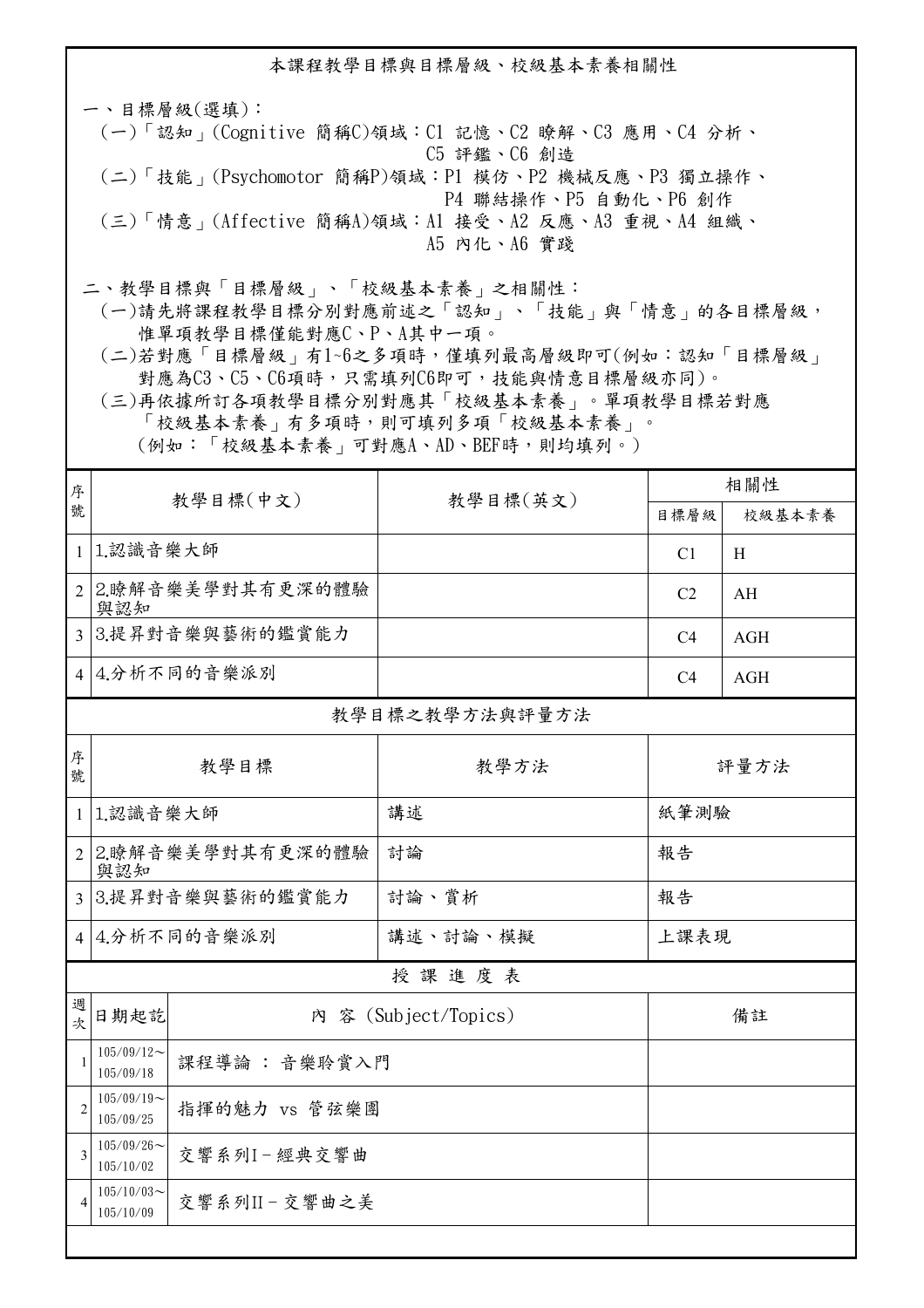## 本課程教學目標與目標層級、校級基本素養相關性

一、目標層級(選填)：

(一)「認知」(Cognitive 簡稱C)領域：C1 記憶、C2 瞭解、C3 應用、C4 分析、C5 評鑑、C6 創造

(二)「技能」(Psychomotor 簡稱P)領域：P1 模仿、P2 機械反應、P3 獨立操作、P4 聯結操作、P5 自動化、P6 創作

(三)「情意」(Affective 簡稱A)領域：A1 接受、A2 反應、A3 重視、A4 組織、A5 內化、A6 實踐

二、教學目標與「目標層級」、「校級基本素養」之相關性：

(一)請先將課程教學目標分別對應前述之「認知」、「技能」與「情意」的各目標層級，惟單項教學目標僅能對應C、P、A其中一項。

(二)若對應「目標層級」有1~6之多項時，僅填列最高層級即可(例如：認知「目標層級」對應為C3、C5、C6項時，只需填列C6即可，技能與情意目標層級亦同)。

(三)再依據所訂各項教學目標分別對應其「校級基本素養」。單項教學目標若對應「校級基本素養」有多項時，則可填列多項「校級基本素養」。(例如：「校級基本素養」可對應A、AD、BEF時，則均填列。)

| 序號 | 教學目標(中文) | 教學目標(英文) | 相關性 | |
|---|---|---|---|---|
| | | | 目標層級 | 校級基本素養 |
| 1 | 1.認識音樂大師 | | C1 | H |
| 2 | 2.瞭解音樂美學對其有更深的體驗與認知 | | C2 | AH |
| 3 | 3.提昇對音樂與藝術的鑑賞能力 | | C4 | AGH |
| 4 | 4.分析不同的音樂派別 | | C4 | AGH |

### 教學目標之教學方法與評量方法

| 序號 | 教學目標 | 教學方法 | 評量方法 |
|---|---|---|---|
| 1 | 1.認識音樂大師 | 講述 | 紙筆測驗 |
| 2 | 2.瞭解音樂美學對其有更深的體驗與認知 | 討論 | 報告 |
| 3 | 3.提昇對音樂與藝術的鑑賞能力 | 討論、賞析 | 報告 |
| 4 | 4.分析不同的音樂派別 | 講述、討論、模擬 | 上課表現 |

### 授 課 進 度 表

| 週次 | 日期起訖 | 內 容 (Subject/Topics) | 備註 |
|---|---|---|---|
| 1 | 105/09/12～105/09/18 | 課程導論 ： 音樂聆賞入門 | |
| 2 | 105/09/19～105/09/25 | 指揮的魅力 vs 管弦樂團 | |
| 3 | 105/09/26～105/10/02 | 交響系列I－經典交響曲 | |
| 4 | 105/10/03～105/10/09 | 交響系列II－交響曲之美 | |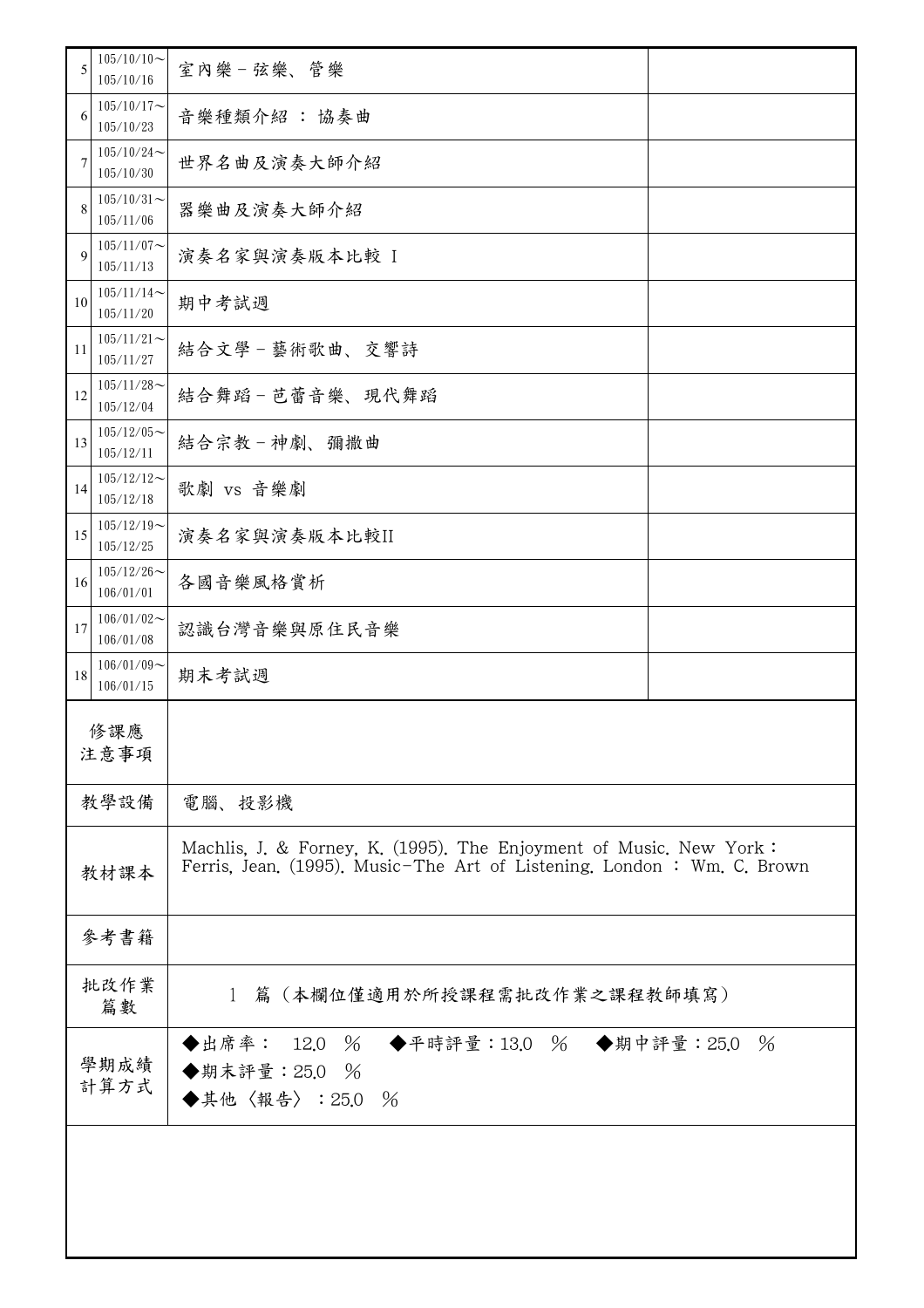| 5 | 105/10/10～105/10/16 | 室內樂－弦樂、管樂 | |
|---|---|---|---|
| 6 | 105/10/17～105/10/23 | 音樂種類介紹 ： 協奏曲 | |
| 7 | 105/10/24～105/10/30 | 世界名曲及演奏大師介紹 | |
| 8 | 105/10/31～105/11/06 | 器樂曲及演奏大師介紹 | |
| 9 | 105/11/07～105/11/13 | 演奏名家與演奏版本比較 I | |
| 10 | 105/11/14～105/11/20 | 期中考試週 | |
| 11 | 105/11/21～105/11/27 | 結合文學－藝術歌曲、交響詩 | |
| 12 | 105/11/28～105/12/04 | 結合舞蹈－芭蕾音樂、現代舞蹈 | |
| 13 | 105/12/05～105/12/11 | 結合宗教－神劇、彌撒曲 | |
| 14 | 105/12/12～105/12/18 | 歌劇 vs 音樂劇 | |
| 15 | 105/12/19～105/12/25 | 演奏名家與演奏版本比較II | |
| 16 | 105/12/26～106/01/01 | 各國音樂風格賞析 | |
| 17 | 106/01/02～106/01/08 | 認識台灣音樂與原住民音樂 | |
| 18 | 106/01/09～106/01/15 | 期末考試週 | |

| 修課應注意事項 | |
|---|---|
| 教學設備 | 電腦、投影機 |
| 教材課本 | Machlis, J. & Forney, K. (1995). The Enjoyment of Music. New York：<br>Ferris, Jean. (1995). Music-The Art of Listening. London ： Wm. C. Brown |
| 參考書籍 | |
| 批改作業篇數 | 1 篇（本欄位僅適用於所授課程需批改作業之課程教師填寫） |
| 學期成績計算方式 | ◆出席率： 12.0 % ◆平時評量：13.0 % ◆期中評量：25.0 %<br>◆期末評量：25.0 %<br>◆其他〈報告〉：25.0 % |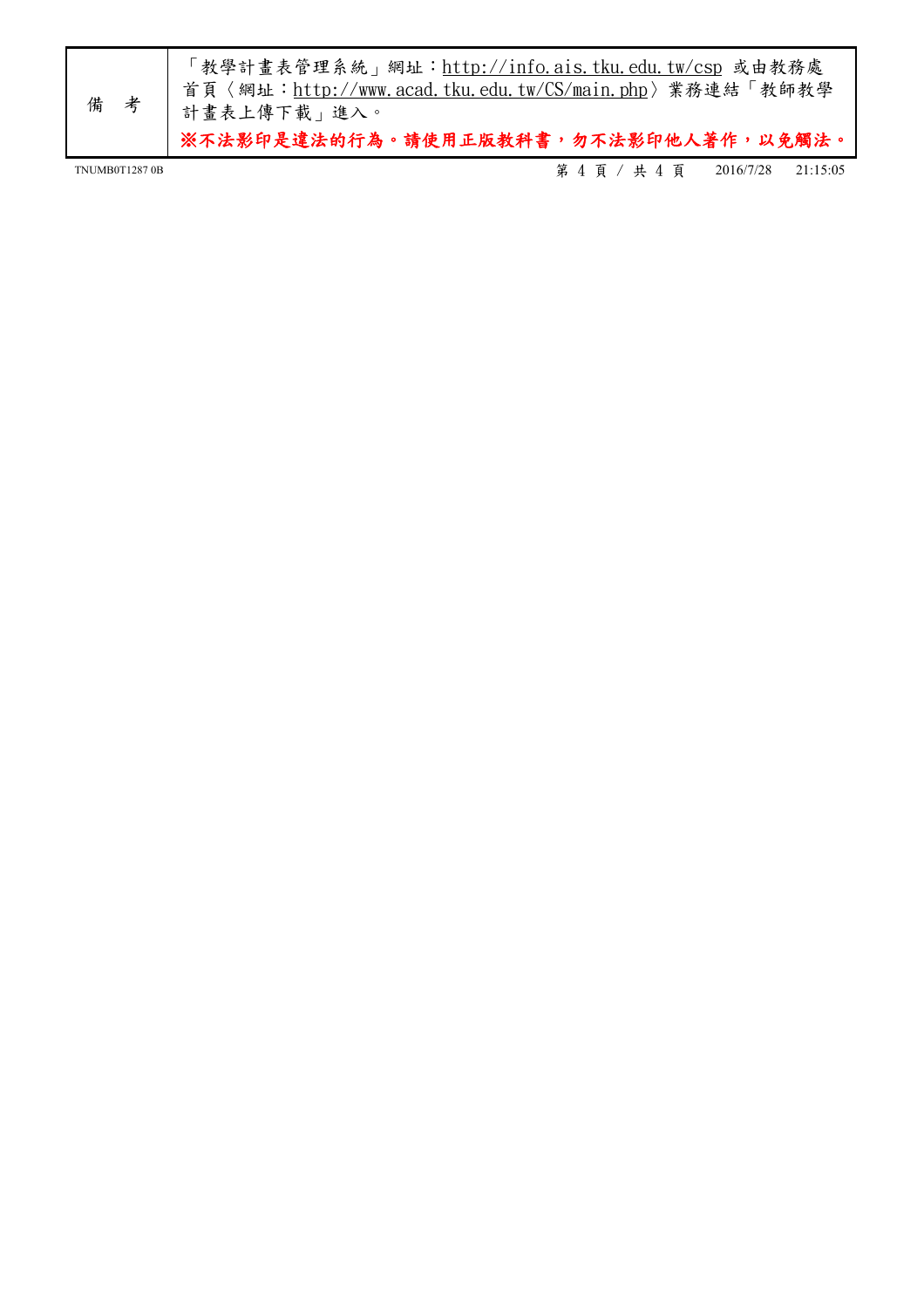| | |
|---|---|
| 備　考 | 「教學計畫表管理系統」網址：http://info.ais.tku.edu.tw/csp 或由教務處首頁〈網址：http://www.acad.tku.edu.tw/CS/main.php〉業務連結「教師教學計畫表上傳下載」進入。<br>**※不法影印是違法的行為。請使用正版教科書，勿不法影印他人著作，以免觸法。** |

TNUMB0T1287 0B　　2016/7/28　21:15:05